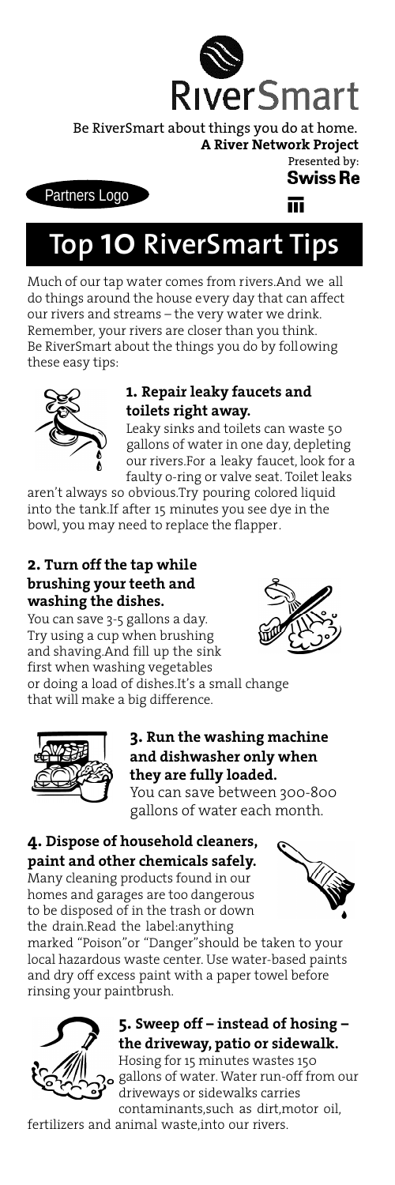# RiverSmart

Be RiverSmart about things you do at home.
**A River Network Project**

Presented by:
**Swiss Re**

Partners Logo

## Top 10 RiverSmart Tips

Much of our tap water comes from rivers.And we all do things around the house every day that can affect our rivers and streams – the very water we drink. Remember, your rivers are closer than you think. Be RiverSmart about the things you do by following these easy tips:

**1. Repair leaky faucets and toilets right away.**
Leaky sinks and toilets can waste 50 gallons of water in one day, depleting our rivers.For a leaky faucet, look for a faulty o-ring or valve seat. Toilet leaks aren't always so obvious.Try pouring colored liquid into the tank.If after 15 minutes you see dye in the bowl, you may need to replace the flapper.

**2. Turn off the tap while brushing your teeth and washing the dishes.**
You can save 3-5 gallons a day. Try using a cup when brushing and shaving.And fill up the sink first when washing vegetables or doing a load of dishes.It's a small change that will make a big difference.

**3. Run the washing machine and dishwasher only when they are fully loaded.**
You can save between 300-800 gallons of water each month.

**4. Dispose of household cleaners, paint and other chemicals safely.**
Many cleaning products found in our homes and garages are too dangerous to be disposed of in the trash or down the drain.Read the label:anything marked "Poison"or "Danger"should be taken to your local hazardous waste center. Use water-based paints and dry off excess paint with a paper towel before rinsing your paintbrush.

**5. Sweep off – instead of hosing – the driveway, patio or sidewalk.**
Hosing for 15 minutes wastes 150 gallons of water. Water run-off from our driveways or sidewalks carries contaminants,such as dirt,motor oil, fertilizers and animal waste,into our rivers.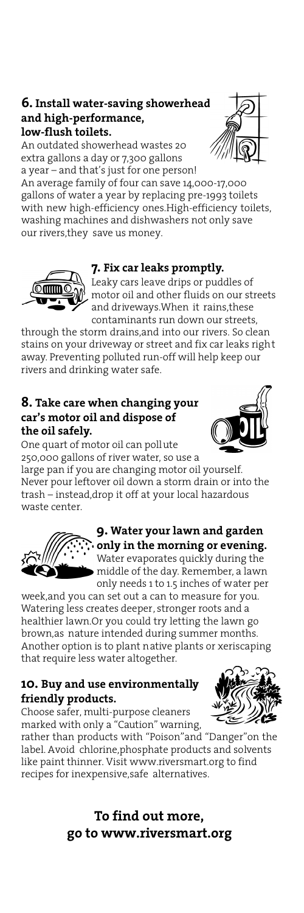### 6. Install water-saving showerhead and high-performance, low-flush toilets.

An outdated showerhead wastes 20 extra gallons a day or 7,300 gallons a year – and that's just for one person! An average family of four can save 14,000-17,000 gallons of water a year by replacing pre-1993 toilets with new high-efficiency ones.High-efficiency toilets, washing machines and dishwashers not only save our rivers,they save us money.

### 7. Fix car leaks promptly.

Leaky cars leave drips or puddles of motor oil and other fluids on our streets and driveways.When it rains,these contaminants run down our streets, through the storm drains,and into our rivers. So clean stains on your driveway or street and fix car leaks right away. Preventing polluted run-off will help keep our rivers and drinking water safe.

### 8. Take care when changing your car's motor oil and dispose of the oil safely.

One quart of motor oil can pollute 250,000 gallons of river water, so use a large pan if you are changing motor oil yourself. Never pour leftover oil down a storm drain or into the trash – instead,drop it off at your local hazardous waste center.

### 9. Water your lawn and garden only in the morning or evening.

Water evaporates quickly during the middle of the day. Remember, a lawn only needs 1 to 1.5 inches of water per week,and you can set out a can to measure for you. Watering less creates deeper, stronger roots and a healthier lawn.Or you could try letting the lawn go brown,as nature intended during summer months. Another option is to plant native plants or xeriscaping that require less water altogether.

### 10. Buy and use environmentally friendly products.

Choose safer, multi-purpose cleaners marked with only a "Caution" warning, rather than products with "Poison"and "Danger"on the label. Avoid chlorine,phosphate products and solvents like paint thinner. Visit www.riversmart.org to find recipes for inexpensive,safe alternatives.

## To find out more, go to www.riversmart.org